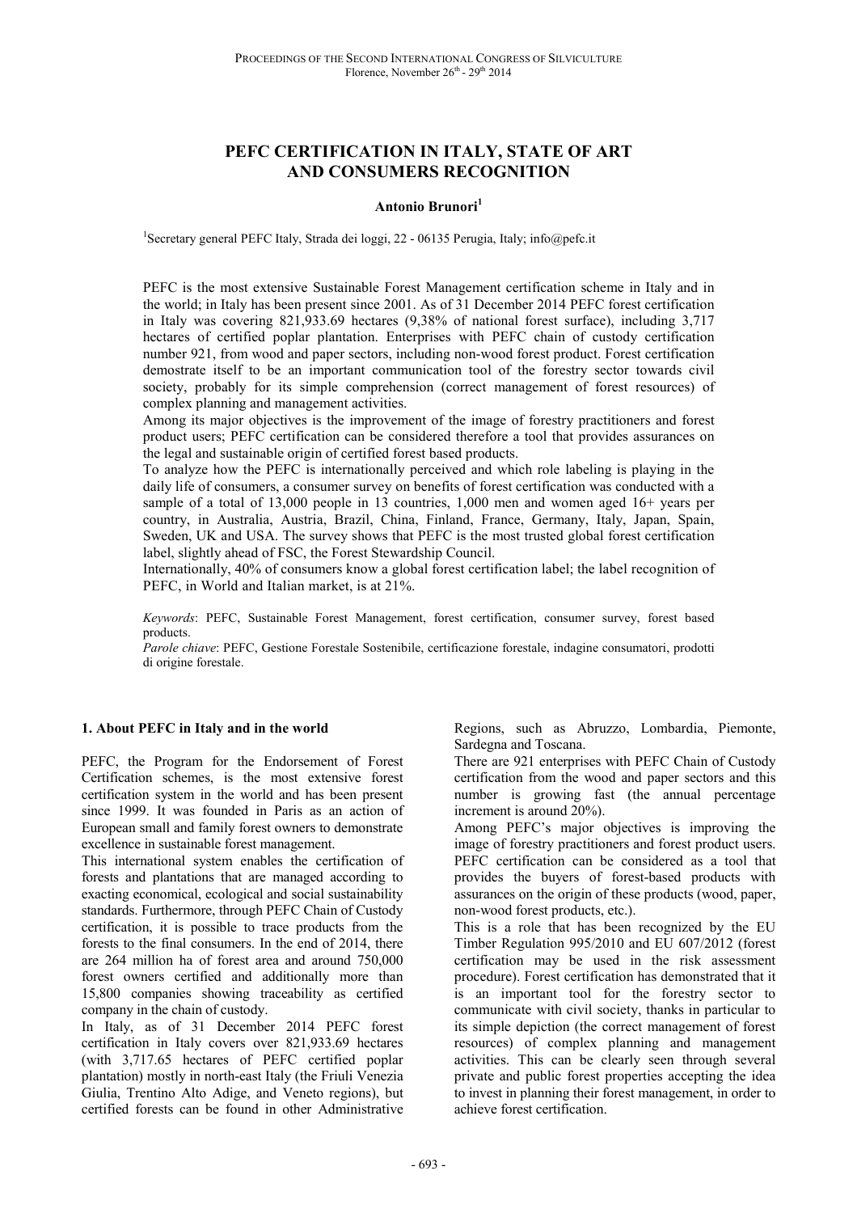# PEFC CERTIFICATION IN ITALY, STATE OF ART AND CONSUMERS RECOGNITION

**Antonio Brunori**[1]

[1]Secretary general PEFC Italy, Strada dei loggi, 22 - 06135 Perugia, Italy; info@pefc.it

PEFC is the most extensive Sustainable Forest Management certification scheme in Italy and in the world; in Italy has been present since 2001. As of 31 December 2014 PEFC forest certification in Italy was covering 821,933.69 hectares (9,38% of national forest surface), including 3,717 hectares of certified poplar plantation. Enterprises with PEFC chain of custody certification number 921, from wood and paper sectors, including non-wood forest product. Forest certification demonstrate itself to be an important communication tool of the forestry sector towards civil society, probably for its simple comprehension (correct management of forest resources) of complex planning and management activities.

Among its major objectives is the improvement of the image of forestry practitioners and forest product users; PEFC certification can be considered therefore a tool that provides assurances on the legal and sustainable origin of certified forest based products.

To analyze how the PEFC is internationally perceived and which role labeling is playing in the daily life of consumers, a consumer survey on benefits of forest certification was conducted with a sample of a total of 13,000 people in 13 countries, 1,000 men and women aged 16+ years per country, in Australia, Austria, Brazil, China, Finland, France, Germany, Italy, Japan, Spain, Sweden, UK and USA. The survey shows that PEFC is the most trusted global forest certification label, slightly ahead of FSC, the Forest Stewardship Council.

Internationally, 40% of consumers know a global forest certification label; the label recognition of PEFC, in World and Italian market, is at 21%.

*Keywords*: PEFC, Sustainable Forest Management, forest certification, consumer survey, forest based products.

*Parole chiave*: PEFC, Gestione Forestale Sostenibile, certificazione forestale, indagine consumatori, prodotti di origine forestale.

## 1. About PEFC in Italy and in the world

PEFC, the Program for the Endorsement of Forest Certification schemes, is the most extensive forest certification system in the world and has been present since 1999. It was founded in Paris as an action of European small and family forest owners to demonstrate excellence in sustainable forest management.

This international system enables the certification of forests and plantations that are managed according to exacting economical, ecological and social sustainability standards. Furthermore, through PEFC Chain of Custody certification, it is possible to trace products from the forests to the final consumers. In the end of 2014, there are 264 million ha of forest area and around 750,000 forest owners certified and additionally more than 15,800 companies showing traceability as certified company in the chain of custody.

In Italy, as of 31 December 2014 PEFC forest certification in Italy covers over 821,933.69 hectares (with 3,717.65 hectares of PEFC certified poplar plantation) mostly in north-east Italy (the Friuli Venezia Giulia, Trentino Alto Adige, and Veneto regions), but certified forests can be found in other Administrative Regions, such as Abruzzo, Lombardia, Piemonte, Sardegna and Toscana.

There are 921 enterprises with PEFC Chain of Custody certification from the wood and paper sectors and this number is growing fast (the annual percentage increment is around 20%).

Among PEFC's major objectives is improving the image of forestry practitioners and forest product users. PEFC certification can be considered as a tool that provides the buyers of forest-based products with assurances on the origin of these products (wood, paper, non-wood forest products, etc.).

This is a role that has been recognized by the EU Timber Regulation 995/2010 and EU 607/2012 (forest certification may be used in the risk assessment procedure). Forest certification has demonstrated that it is an important tool for the forestry sector to communicate with civil society, thanks in particular to its simple depiction (the correct management of forest resources) of complex planning and management activities. This can be clearly seen through several private and public forest properties accepting the idea to invest in planning their forest management, in order to achieve forest certification.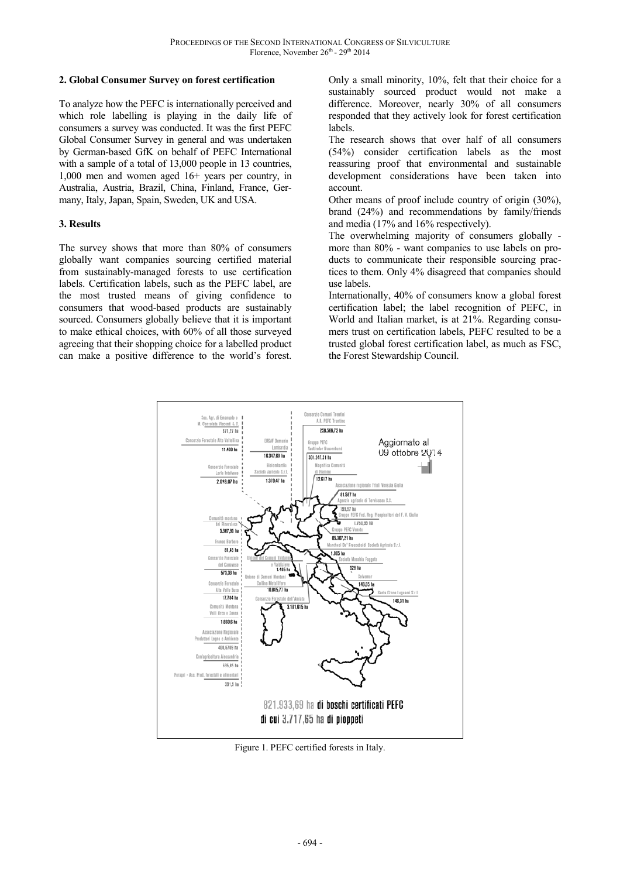## 2. Global Consumer Survey on forest certification

To analyze how the PEFC is internationally perceived and which role labelling is playing in the daily life of consumers a survey was conducted. It was the first PEFC Global Consumer Survey in general and was undertaken by German-based GfK on behalf of PEFC International with a sample of a total of 13,000 people in 13 countries, 1,000 men and women aged 16+ years per country, in Australia, Austria, Brazil, China, Finland, France, Germany, Italy, Japan, Spain, Sweden, UK and USA.

## 3. Results

The survey shows that more than 80% of consumers globally want companies sourcing certified material from sustainably-managed forests to use certification labels. Certification labels, such as the PEFC label, are the most trusted means of giving confidence to consumers that wood-based products are sustainably sourced. Consumers globally believe that it is important to make ethical choices, with 60% of all those surveyed agreeing that their shopping choice for a labelled product can make a positive difference to the world's forest. Only a small minority, 10%, felt that their choice for a sustainably sourced product would not make a difference. Moreover, nearly 30% of all consumers responded that they actively look for forest certification labels.

The research shows that over half of all consumers (54%) consider certification labels as the most reassuring proof that environmental and sustainable development considerations have been taken into account.

Other means of proof include country of origin (30%), brand (24%) and recommendations by family/friends and media (17% and 16% respectively).

The overwhelming majority of consumers globally - more than 80% - want companies to use labels on products to communicate their responsible sourcing practices to them. Only 4% disagreed that companies should use labels.

Internationally, 40% of consumers know a global forest certification label; the label recognition of PEFC, in World and Italian market, is at 21%. Regarding consumers trust on certification labels, PEFC resulted to be a trusted global forest certification label, as much as FSC, the Forest Stewardship Council.

Figure 1. PEFC certified forests in Italy.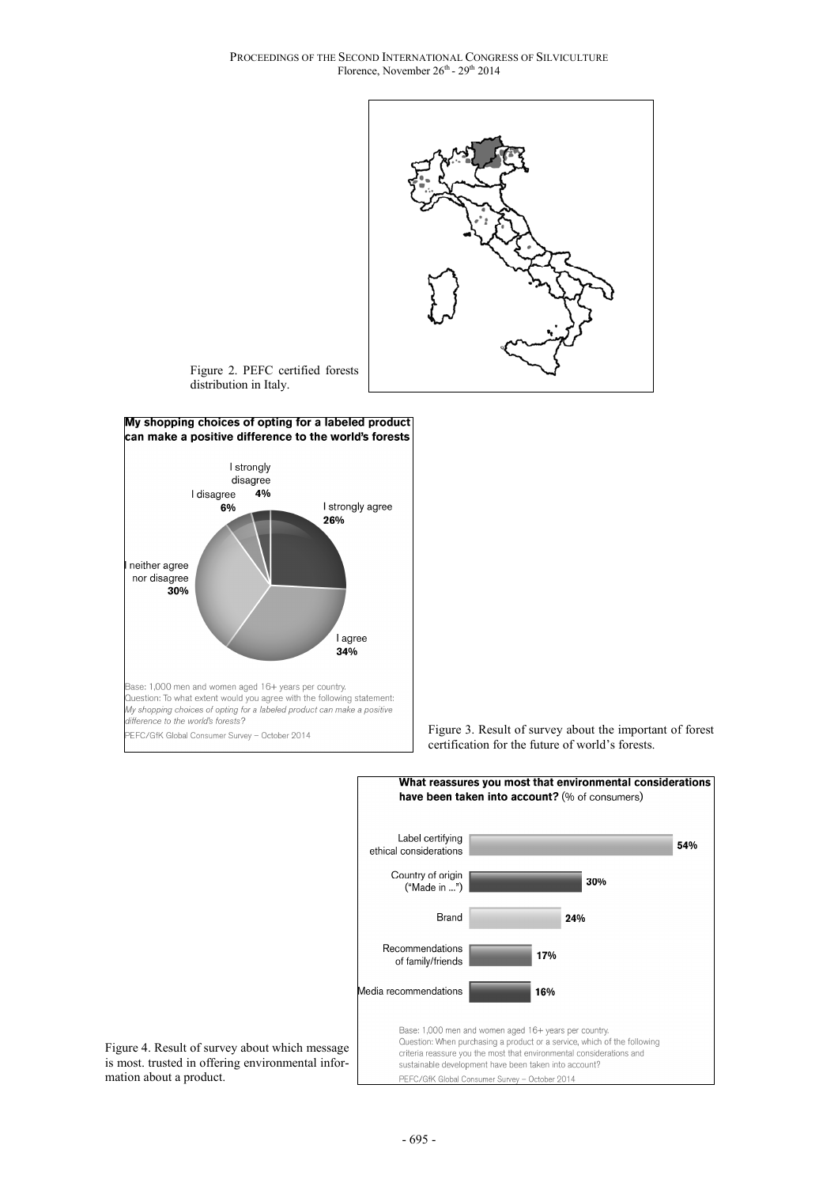Figure 2. PEFC certified forests distribution in Italy.

**My shopping choices of opting for a labeled product can make a positive difference to the world's forests**

- I strongly agree **26%**
- I agree **34%**
- I neither agree nor disagree **30%**
- I disagree **6%**
- I strongly disagree **4%**

Base: 1,000 men and women aged 16+ years per country.
Question: To what extent would you agree with the following statement: *My shopping choices of opting for a labeled product can make a positive difference to the world's forests?*
PEFC/GfK Global Consumer Survey – October 2014

Figure 3. Result of survey about the important of forest certification for the future of world's forests.

**What reassures you most that environmental considerations have been taken into account?** (% of consumers)

| Criterion | % |
|---|---|
| Label certifying ethical considerations | **54%** |
| Country of origin ("Made in ...") | **30%** |
| Brand | **24%** |
| Recommendations of family/friends | **17%** |
| Media recommendations | **16%** |

Base: 1,000 men and women aged 16+ years per country.
Question: When purchasing a product or a service, which of the following criteria reassure you the most that environmental considerations and sustainable development have been taken into account?
PEFC/GfK Global Consumer Survey – October 2014

Figure 4. Result of survey about which message is most. trusted in offering environmental information about a product.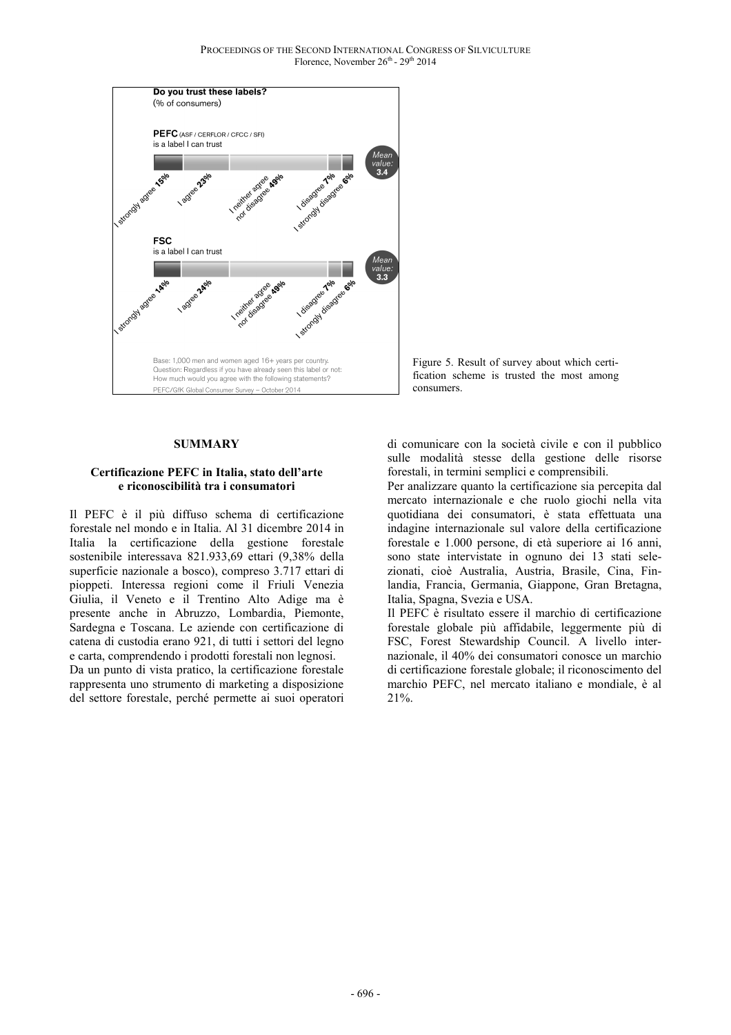Do you trust these labels?
(% of consumers)

PEFC (ASF / CERFLOR / CFCC / SFI)
is a label I can trust

Mean value: 3.4

I strongly agree 15%
I agree 23%
I neither agree nor disagree 49%
I disagree 7%
I strongly disagree 6%

FSC
is a label I can trust

Mean value: 3.3

I strongly agree 14%
I agree 24%
I neither agree nor disagree 49%
I disagree 7%
I strongly disagree 6%

Base: 1,000 men and women aged 16+ years per country.
Question: Regardless if you have already seen this label or not: How much would you agree with the following statements?
PEFC/GfK Global Consumer Survey – October 2014

Figure 5. Result of survey about which certification scheme is trusted the most among consumers.

## SUMMARY

### Certificazione PEFC in Italia, stato dell'arte e riconoscibilità tra i consumatori

Il PEFC è il più diffuso schema di certificazione forestale nel mondo e in Italia. Al 31 dicembre 2014 in Italia la certificazione della gestione forestale sostenibile interessava 821.933,69 ettari (9,38% della superficie nazionale a bosco), compreso 3.717 ettari di pioppeti. Interessa regioni come il Friuli Venezia Giulia, il Veneto e il Trentino Alto Adige ma è presente anche in Abruzzo, Lombardia, Piemonte, Sardegna e Toscana. Le aziende con certificazione di catena di custodia erano 921, di tutti i settori del legno e carta, comprendendo i prodotti forestali non legnosi.

Da un punto di vista pratico, la certificazione forestale rappresenta uno strumento di marketing a disposizione del settore forestale, perché permette ai suoi operatori di comunicare con la società civile e con il pubblico sulle modalità stesse della gestione delle risorse forestali, in termini semplici e comprensibili.

Per analizzare quanto la certificazione sia percepita dal mercato internazionale e che ruolo giochi nella vita quotidiana dei consumatori, è stata effettuata una indagine internazionale sul valore della certificazione forestale e 1.000 persone, di età superiore ai 16 anni, sono state intervistate in ognuno dei 13 stati selezionati, cioè Australia, Austria, Brasile, Cina, Finlandia, Francia, Germania, Giappone, Gran Bretagna, Italia, Spagna, Svezia e USA.

Il PEFC è risultato essere il marchio di certificazione forestale globale più affidabile, leggermente più di FSC, Forest Stewardship Council. A livello internazionale, il 40% dei consumatori conosce un marchio di certificazione forestale globale; il riconoscimento del marchio PEFC, nel mercato italiano e mondiale, è al 21%.